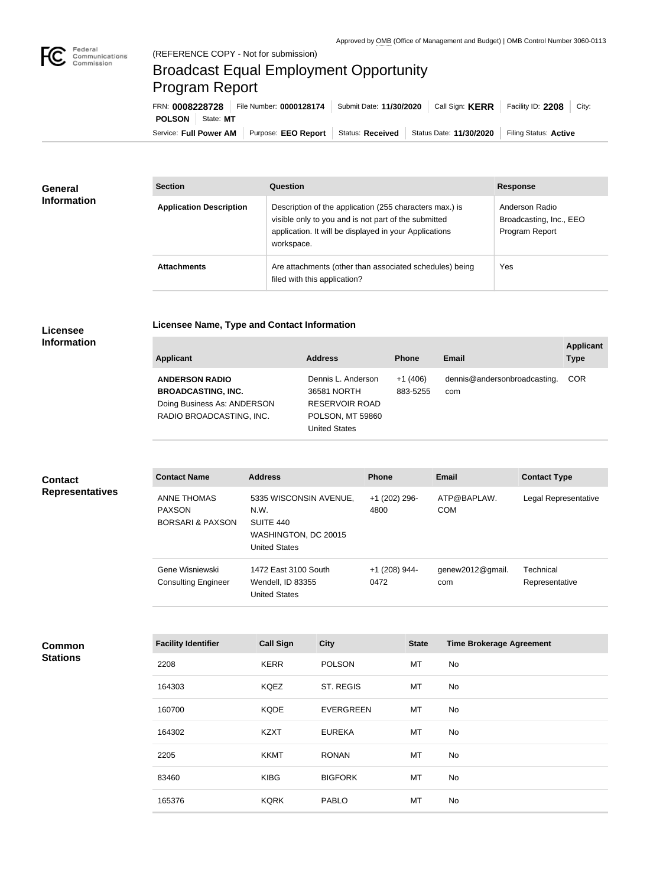Approved by OMB (Office of Management and Budget) | OMB Control Number 3060-0113

(REFERENCE COPY - Not for submission)

# Broadcast Equal Employment Opportunity Program Report

FRN: **0008228728** | File Number: **0000128174** | Submit Date: **11/30/2020** | Call Sign: **KERR** | Facility ID: **2208** | City: **POLSON** | State: **MT**

Service: **Full Power AM** | Purpose: **EEO Report** | Status: **Received** | Status Date: **11/30/2020** | Filing Status: **Active**

## General Information

| Section | Question | Response |
| --- | --- | --- |
| **Application Description** | Description of the application (255 characters max.) is visible only to you and is not part of the submitted application. It will be displayed in your Applications workspace. | Anderson Radio Broadcasting, Inc., EEO Program Report |
| **Attachments** | Are attachments (other than associated schedules) being filed with this application? | Yes |

## Licensee Information

### Licensee Name, Type and Contact Information

| Applicant | Address | Phone | Email | Applicant Type |
| --- | --- | --- | --- | --- |
| **ANDERSON RADIO BROADCASTING, INC.** Doing Business As: ANDERSON RADIO BROADCASTING, INC. | Dennis L. Anderson 36581 NORTH RESERVOIR ROAD POLSON, MT 59860 United States | +1 (406) 883-5255 | dennis@andersonbroadcasting.com | COR |

## Contact Representatives

| Contact Name | Address | Phone | Email | Contact Type |
| --- | --- | --- | --- | --- |
| ANNE THOMAS PAXSON BORSARI & PAXSON | 5335 WISCONSIN AVENUE, N.W. SUITE 440 WASHINGTON, DC 20015 United States | +1 (202) 296-4800 | ATP@BAPLAW.COM | Legal Representative |
| Gene Wisniewski Consulting Engineer | 1472 East 3100 South Wendell, ID 83355 United States | +1 (208) 944-0472 | genew2012@gmail.com | Technical Representative |

## Common Stations

| Facility Identifier | Call Sign | City | State | Time Brokerage Agreement |
| --- | --- | --- | --- | --- |
| 2208 | KERR | POLSON | MT | No |
| 164303 | KQEZ | ST. REGIS | MT | No |
| 160700 | KQDE | EVERGREEN | MT | No |
| 164302 | KZXT | EUREKA | MT | No |
| 2205 | KKMT | RONAN | MT | No |
| 83460 | KIBG | BIGFORK | MT | No |
| 165376 | KQRK | PABLO | MT | No |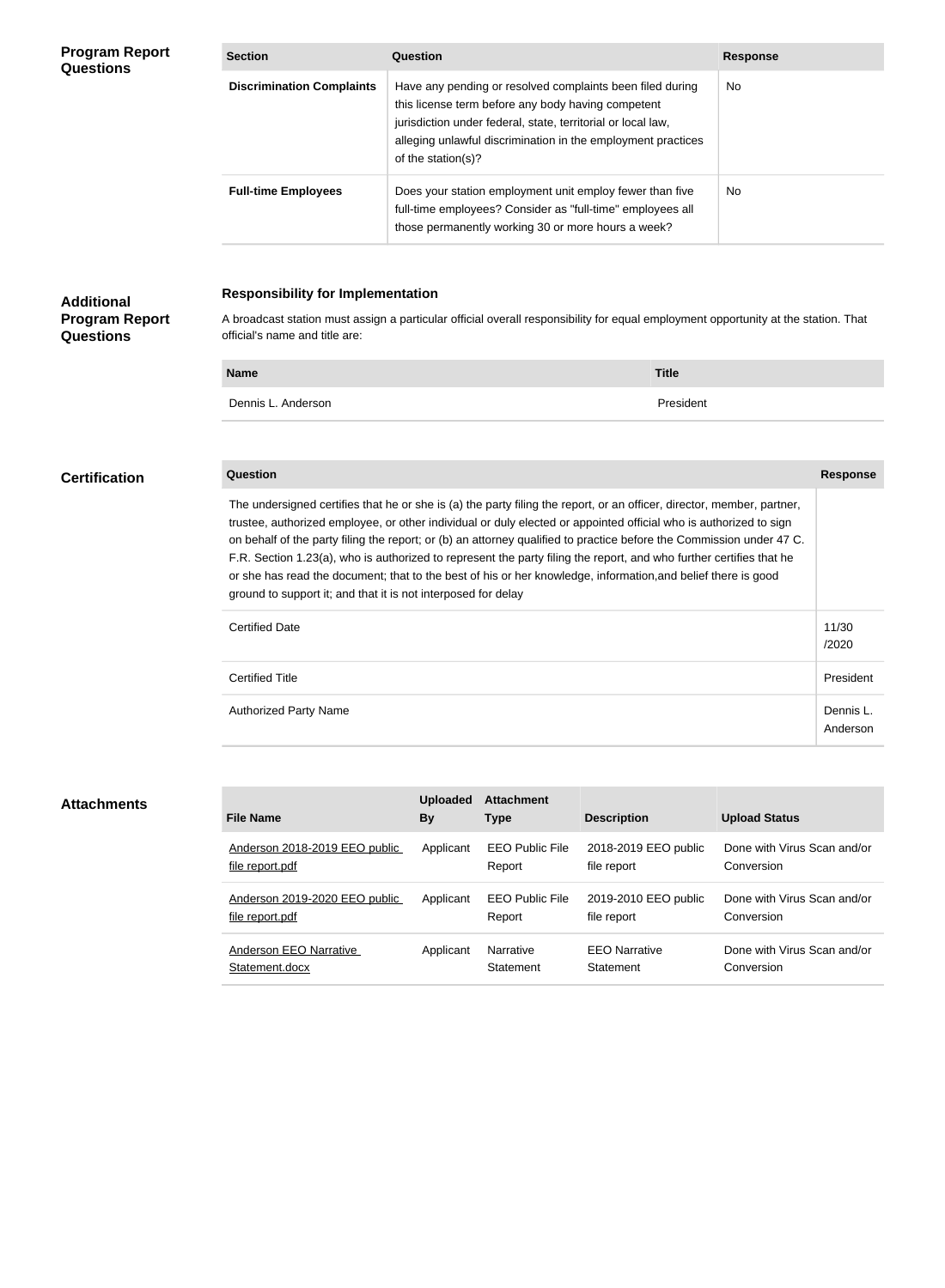## Program Report Questions

| Section | Question | Response |
| --- | --- | --- |
| **Discrimination Complaints** | Have any pending or resolved complaints been filed during this license term before any body having competent jurisdiction under federal, state, territorial or local law, alleging unlawful discrimination in the employment practices of the station(s)? | No |
| **Full-time Employees** | Does your station employment unit employ fewer than five full-time employees? Consider as "full-time" employees all those permanently working 30 or more hours a week? | No |

## Additional Program Report Questions

### Responsibility for Implementation

A broadcast station must assign a particular official overall responsibility for equal employment opportunity at the station. That official's name and title are:

| Name | Title |
| --- | --- |
| Dennis L. Anderson | President |

## Certification

| Question | Response |
| --- | --- |
| The undersigned certifies that he or she is (a) the party filing the report, or an officer, director, member, partner, trustee, authorized employee, or other individual or duly elected or appointed official who is authorized to sign on behalf of the party filing the report; or (b) an attorney qualified to practice before the Commission under 47 C. F.R. Section 1.23(a), who is authorized to represent the party filing the report, and who further certifies that he or she has read the document; that to the best of his or her knowledge, information,and belief there is good ground to support it; and that it is not interposed for delay | |
| Certified Date | 11/30/2020 |
| Certified Title | President |
| Authorized Party Name | Dennis L. Anderson |

## Attachments

| File Name | Uploaded By | Attachment Type | Description | Upload Status |
| --- | --- | --- | --- | --- |
| Anderson 2018-2019 EEO public file report.pdf | Applicant | EEO Public File Report | 2018-2019 EEO public file report | Done with Virus Scan and/or Conversion |
| Anderson 2019-2020 EEO public file report.pdf | Applicant | EEO Public File Report | 2019-2010 EEO public file report | Done with Virus Scan and/or Conversion |
| Anderson EEO Narrative Statement.docx | Applicant | Narrative Statement | EEO Narrative Statement | Done with Virus Scan and/or Conversion |